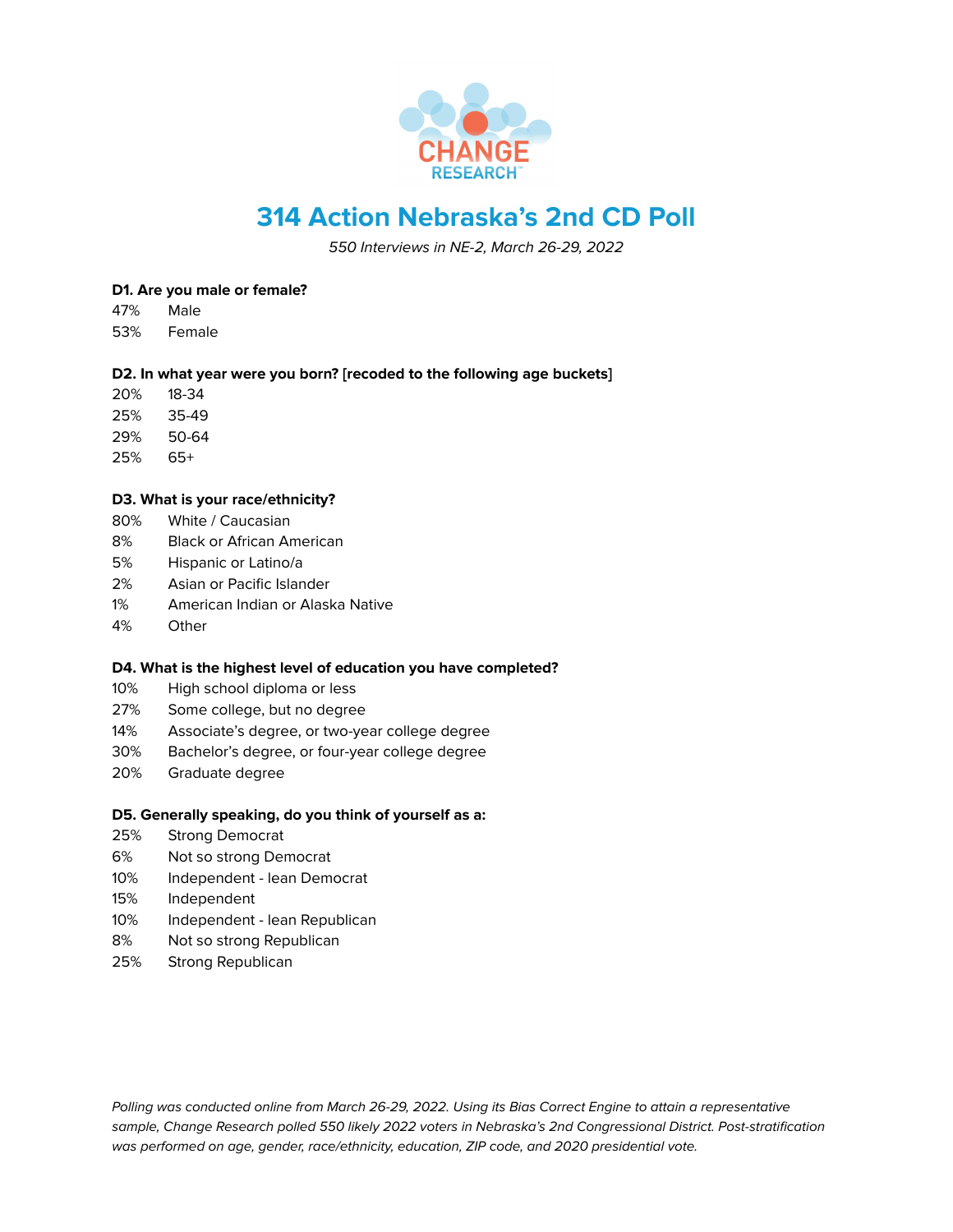# 314 Action Nebraska's 2nd CD Poll

*550 Interviews in NE-2, March 26-29, 2022*

**D1. Are you male or female?**

47% Male
53% Female

**D2. In what year were you born? [recoded to the following age buckets]**

20% 18-34
25% 35-49
29% 50-64
25% 65+

**D3. What is your race/ethnicity?**

80% White / Caucasian
8% Black or African American
5% Hispanic or Latino/a
2% Asian or Pacific Islander
1% American Indian or Alaska Native
4% Other

**D4. What is the highest level of education you have completed?**

10% High school diploma or less
27% Some college, but no degree
14% Associate's degree, or two-year college degree
30% Bachelor's degree, or four-year college degree
20% Graduate degree

**D5. Generally speaking, do you think of yourself as a:**

25% Strong Democrat
6% Not so strong Democrat
10% Independent - lean Democrat
15% Independent
10% Independent - lean Republican
8% Not so strong Republican
25% Strong Republican

*Polling was conducted online from March 26-29, 2022. Using its Bias Correct Engine to attain a representative sample, Change Research polled 550 likely 2022 voters in Nebraska's 2nd Congressional District. Post-stratification was performed on age, gender, race/ethnicity, education, ZIP code, and 2020 presidential vote.*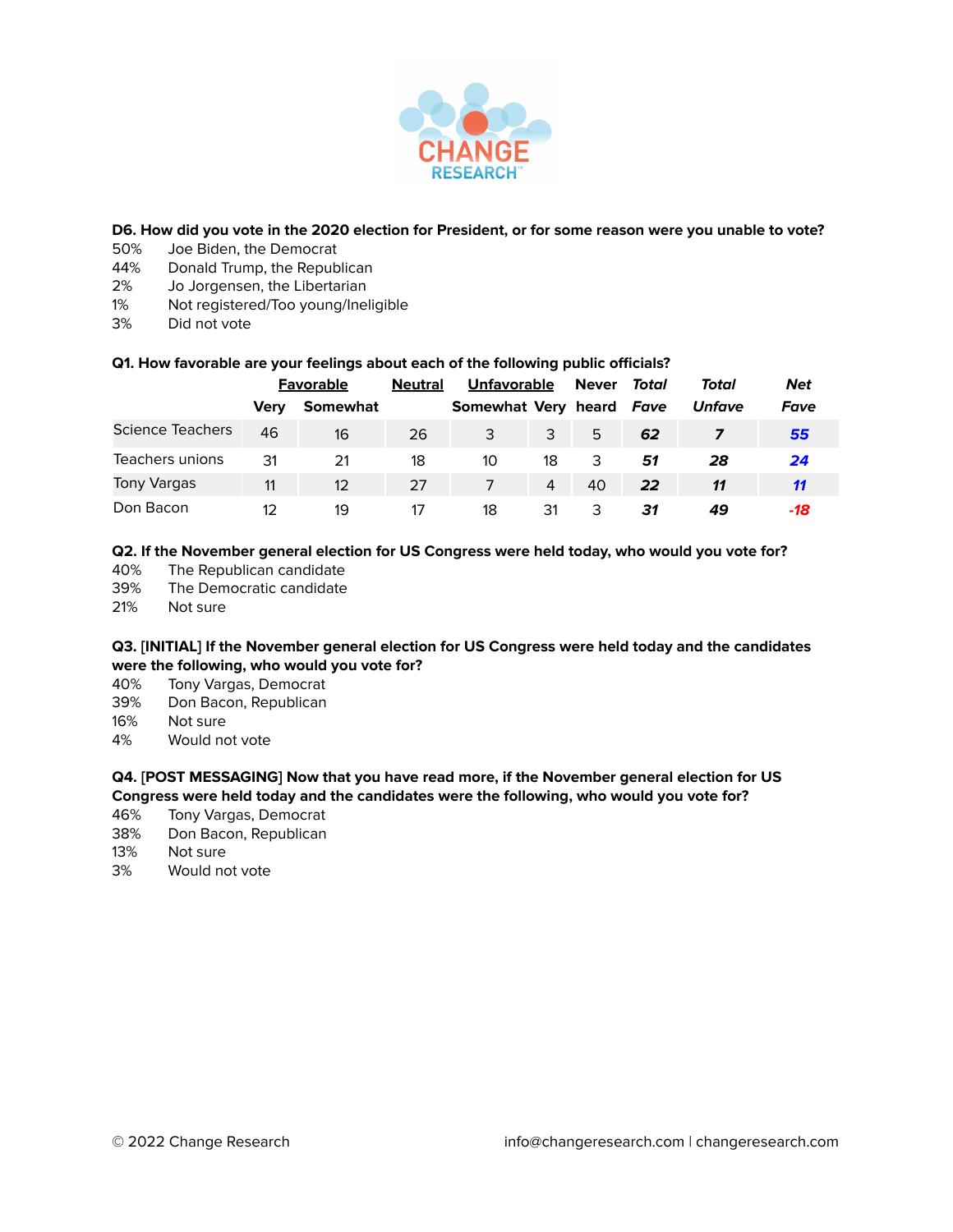**D6. How did you vote in the 2020 election for President, or for some reason were you unable to vote?**

50% Joe Biden, the Democrat
44% Donald Trump, the Republican
2% Jo Jorgensen, the Libertarian
1% Not registered/Too young/Ineligible
3% Did not vote

**Q1. How favorable are your feelings about each of the following public officials?**

| | Favorable | | Neutral | Unfavorable | | Never | *Total* | *Total* | *Net* |
|---|---|---|---|---|---|---|---|---|---|
| | Very | Somewhat | | Somewhat | Very | heard | *Fave* | *Unfave* | *Fave* |
| Science Teachers | 46 | 16 | 26 | 3 | 3 | 5 | ***62*** | ***7*** | ***55*** |
| Teachers unions | 31 | 21 | 18 | 10 | 18 | 3 | ***51*** | ***28*** | ***24*** |
| Tony Vargas | 11 | 12 | 27 | 7 | 4 | 40 | ***22*** | ***11*** | ***11*** |
| Don Bacon | 12 | 19 | 17 | 18 | 31 | 3 | ***31*** | ***49*** | ***-18*** |

**Q2. If the November general election for US Congress were held today, who would you vote for?**

40% The Republican candidate
39% The Democratic candidate
21% Not sure

**Q3. [INITIAL] If the November general election for US Congress were held today and the candidates were the following, who would you vote for?**

40% Tony Vargas, Democrat
39% Don Bacon, Republican
16% Not sure
4% Would not vote

**Q4. [POST MESSAGING] Now that you have read more, if the November general election for US Congress were held today and the candidates were the following, who would you vote for?**

46% Tony Vargas, Democrat
38% Don Bacon, Republican
13% Not sure
3% Would not vote

© 2022 Change Research info@changeresearch.com | changeresearch.com